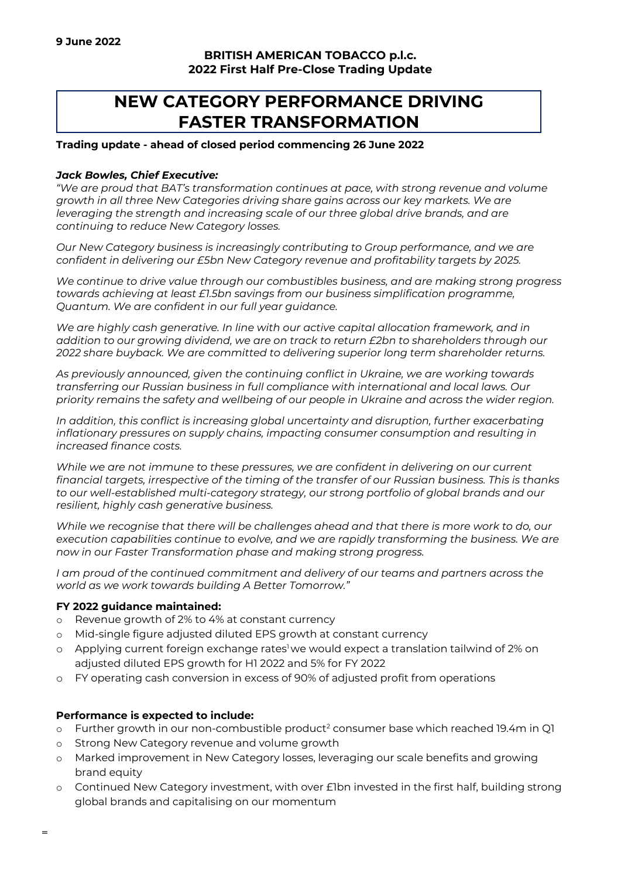**9 June 2022**

**BRITISH AMERICAN TOBACCO p.l.c.**
**2022 First Half Pre-Close Trading Update**

# NEW CATEGORY PERFORMANCE DRIVING FASTER TRANSFORMATION

**Trading update - ahead of closed period commencing 26 June 2022**

***Jack Bowles, Chief Executive:***

*"We are proud that BAT's transformation continues at pace, with strong revenue and volume growth in all three New Categories driving share gains across our key markets. We are leveraging the strength and increasing scale of our three global drive brands, and are continuing to reduce New Category losses.*

*Our New Category business is increasingly contributing to Group performance, and we are confident in delivering our £5bn New Category revenue and profitability targets by 2025.*

*We continue to drive value through our combustibles business, and are making strong progress towards achieving at least £1.5bn savings from our business simplification programme, Quantum. We are confident in our full year guidance.*

*We are highly cash generative. In line with our active capital allocation framework, and in addition to our growing dividend, we are on track to return £2bn to shareholders through our 2022 share buyback. We are committed to delivering superior long term shareholder returns.*

*As previously announced, given the continuing conflict in Ukraine, we are working towards transferring our Russian business in full compliance with international and local laws. Our priority remains the safety and wellbeing of our people in Ukraine and across the wider region.*

*In addition, this conflict is increasing global uncertainty and disruption, further exacerbating inflationary pressures on supply chains, impacting consumer consumption and resulting in increased finance costs.*

*While we are not immune to these pressures, we are confident in delivering on our current financial targets, irrespective of the timing of the transfer of our Russian business. This is thanks to our well-established multi-category strategy, our strong portfolio of global brands and our resilient, highly cash generative business.*

*While we recognise that there will be challenges ahead and that there is more work to do, our execution capabilities continue to evolve, and we are rapidly transforming the business. We are now in our Faster Transformation phase and making strong progress.*

*I am proud of the continued commitment and delivery of our teams and partners across the world as we work towards building A Better Tomorrow."*

**FY 2022 guidance maintained:**

- Revenue growth of 2% to 4% at constant currency
- Mid-single figure adjusted diluted EPS growth at constant currency
- Applying current foreign exchange rates[1] we would expect a translation tailwind of 2% on adjusted diluted EPS growth for H1 2022 and 5% for FY 2022
- FY operating cash conversion in excess of 90% of adjusted profit from operations

**Performance is expected to include:**

- Further growth in our non-combustible product[2] consumer base which reached 19.4m in Q1
- Strong New Category revenue and volume growth
- Marked improvement in New Category losses, leveraging our scale benefits and growing brand equity
- Continued New Category investment, with over £1bn invested in the first half, building strong global brands and capitalising on our momentum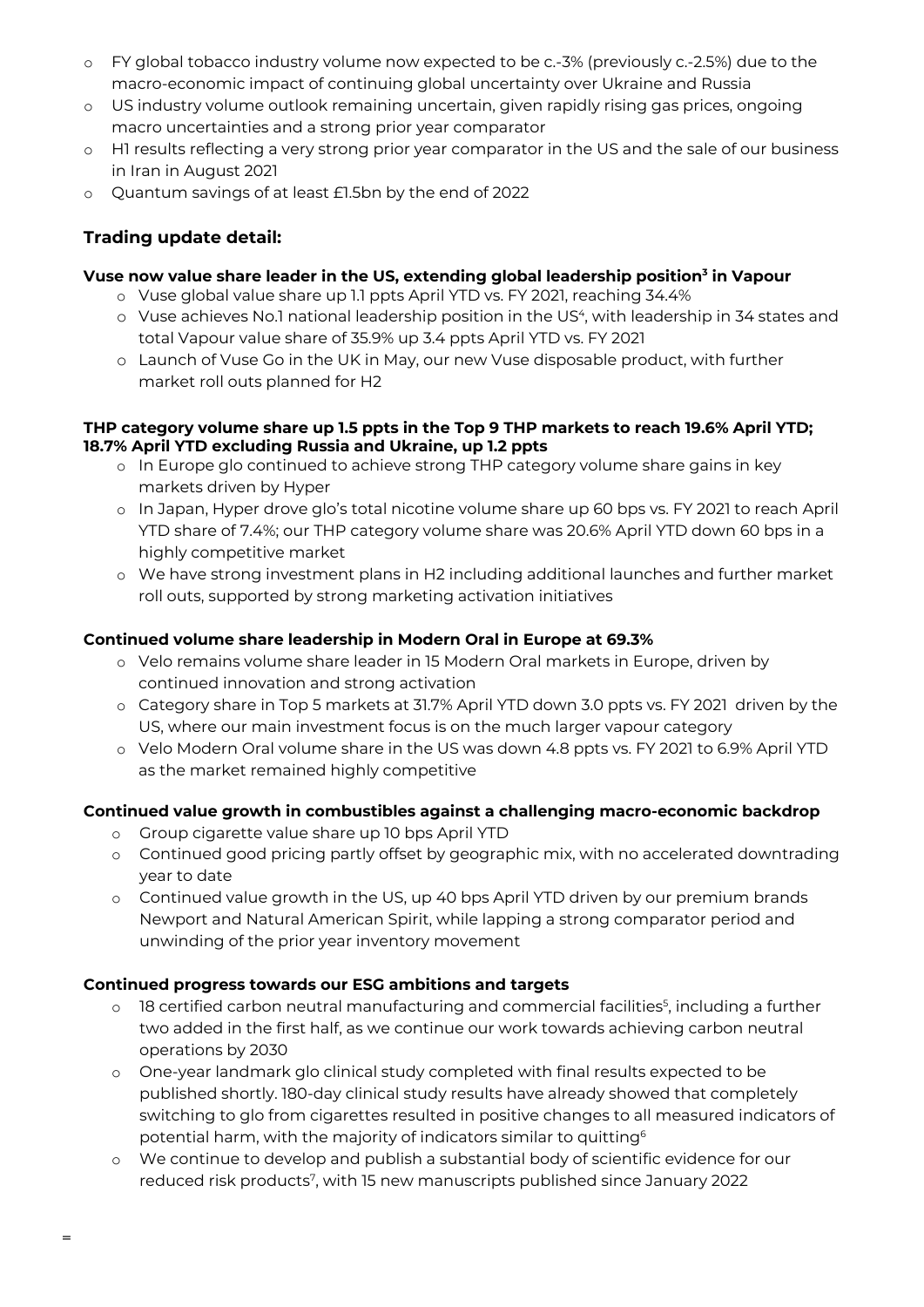- FY global tobacco industry volume now expected to be c.-3% (previously c.-2.5%) due to the macro-economic impact of continuing global uncertainty over Ukraine and Russia
- US industry volume outlook remaining uncertain, given rapidly rising gas prices, ongoing macro uncertainties and a strong prior year comparator
- H1 results reflecting a very strong prior year comparator in the US and the sale of our business in Iran in August 2021
- Quantum savings of at least £1.5bn by the end of 2022

## Trading update detail:

**Vuse now value share leader in the US, extending global leadership position[3] in Vapour**

- Vuse global value share up 1.1 ppts April YTD vs. FY 2021, reaching 34.4%
- Vuse achieves No.1 national leadership position in the US[4], with leadership in 34 states and total Vapour value share of 35.9% up 3.4 ppts April YTD vs. FY 2021
- Launch of Vuse Go in the UK in May, our new Vuse disposable product, with further market roll outs planned for H2

**THP category volume share up 1.5 ppts in the Top 9 THP markets to reach 19.6% April YTD; 18.7% April YTD excluding Russia and Ukraine, up 1.2 ppts**

- In Europe glo continued to achieve strong THP category volume share gains in key markets driven by Hyper
- In Japan, Hyper drove glo's total nicotine volume share up 60 bps vs. FY 2021 to reach April YTD share of 7.4%; our THP category volume share was 20.6% April YTD down 60 bps in a highly competitive market
- We have strong investment plans in H2 including additional launches and further market roll outs, supported by strong marketing activation initiatives

**Continued volume share leadership in Modern Oral in Europe at 69.3%**

- Velo remains volume share leader in 15 Modern Oral markets in Europe, driven by continued innovation and strong activation
- Category share in Top 5 markets at 31.7% April YTD down 3.0 ppts vs. FY 2021 driven by the US, where our main investment focus is on the much larger vapour category
- Velo Modern Oral volume share in the US was down 4.8 ppts vs. FY 2021 to 6.9% April YTD as the market remained highly competitive

**Continued value growth in combustibles against a challenging macro-economic backdrop**

- Group cigarette value share up 10 bps April YTD
- Continued good pricing partly offset by geographic mix, with no accelerated downtrading year to date
- Continued value growth in the US, up 40 bps April YTD driven by our premium brands Newport and Natural American Spirit, while lapping a strong comparator period and unwinding of the prior year inventory movement

**Continued progress towards our ESG ambitions and targets**

- 18 certified carbon neutral manufacturing and commercial facilities[5], including a further two added in the first half, as we continue our work towards achieving carbon neutral operations by 2030
- One-year landmark glo clinical study completed with final results expected to be published shortly. 180-day clinical study results have already showed that completely switching to glo from cigarettes resulted in positive changes to all measured indicators of potential harm, with the majority of indicators similar to quitting[6]
- We continue to develop and publish a substantial body of scientific evidence for our reduced risk products[7], with 15 new manuscripts published since January 2022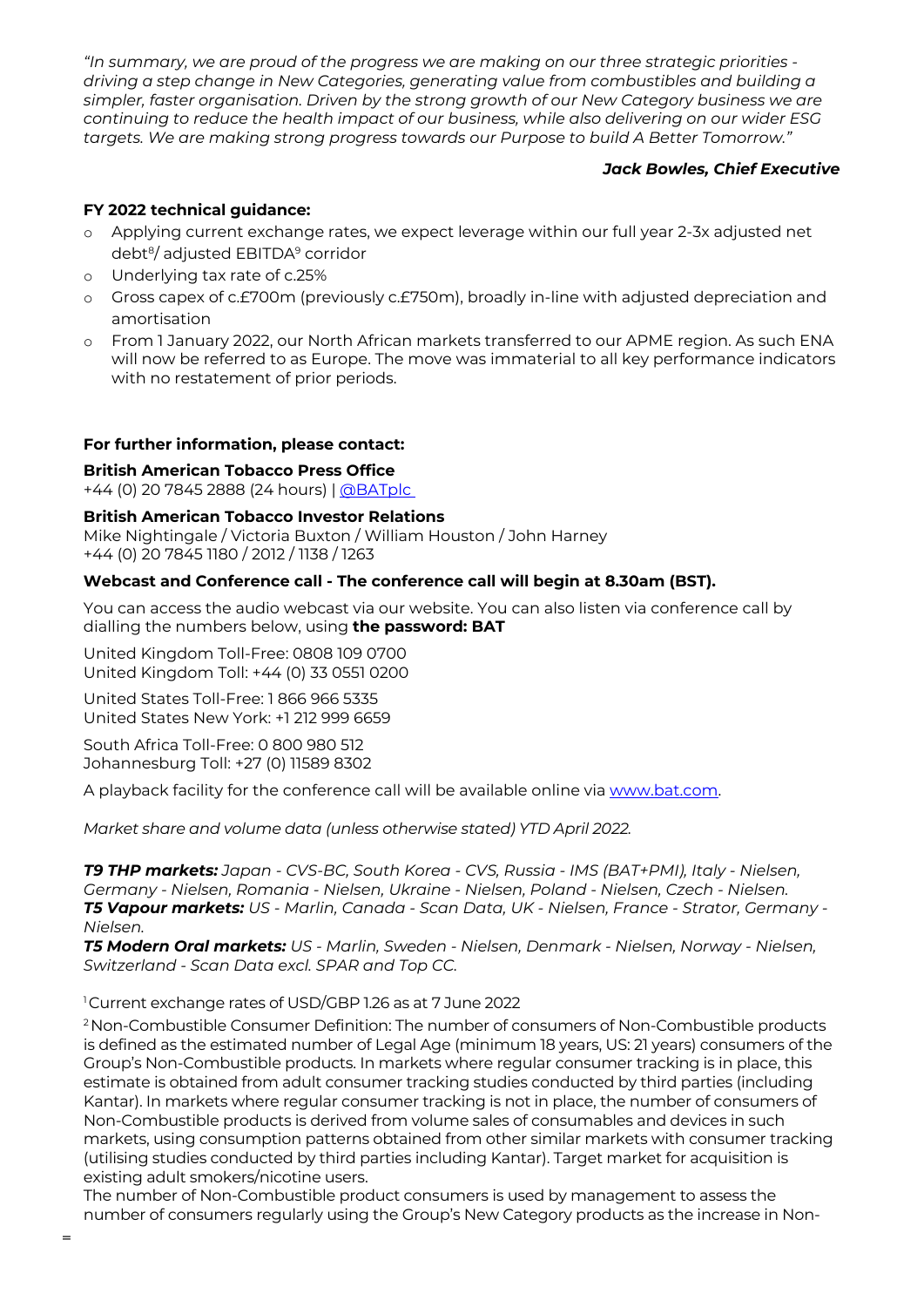*"In summary, we are proud of the progress we are making on our three strategic priorities - driving a step change in New Categories, generating value from combustibles and building a simpler, faster organisation. Driven by the strong growth of our New Category business we are continuing to reduce the health impact of our business, while also delivering on our wider ESG targets. We are making strong progress towards our Purpose to build A Better Tomorrow."*

***Jack Bowles, Chief Executive***

**FY 2022 technical guidance:**

- Applying current exchange rates, we expect leverage within our full year 2-3x adjusted net debt[8]/ adjusted EBITDA[9] corridor
- Underlying tax rate of c.25%
- Gross capex of c.£700m (previously c.£750m), broadly in-line with adjusted depreciation and amortisation
- From 1 January 2022, our North African markets transferred to our APME region. As such ENA will now be referred to as Europe. The move was immaterial to all key performance indicators with no restatement of prior periods.

**For further information, please contact:**

**British American Tobacco Press Office**
+44 (0) 20 7845 2888 (24 hours) | @BATplc

**British American Tobacco Investor Relations**
Mike Nightingale / Victoria Buxton / William Houston / John Harney
+44 (0) 20 7845 1180 / 2012 / 1138 / 1263

**Webcast and Conference call - The conference call will begin at 8.30am (BST).**

You can access the audio webcast via our website. You can also listen via conference call by dialling the numbers below, using **the password: BAT**

United Kingdom Toll-Free: 0808 109 0700
United Kingdom Toll: +44 (0) 33 0551 0200

United States Toll-Free: 1 866 966 5335
United States New York: +1 212 999 6659

South Africa Toll-Free: 0 800 980 512
Johannesburg Toll: +27 (0) 11589 8302

A playback facility for the conference call will be available online via www.bat.com.

*Market share and volume data (unless otherwise stated) YTD April 2022.*

***T9 THP markets:*** *Japan - CVS-BC, South Korea - CVS, Russia - IMS (BAT+PMI), Italy - Nielsen, Germany - Nielsen, Romania - Nielsen, Ukraine - Nielsen, Poland - Nielsen, Czech - Nielsen.*
***T5 Vapour markets:*** *US - Marlin, Canada - Scan Data, UK - Nielsen, France - Strator, Germany - Nielsen.*
***T5 Modern Oral markets:*** *US - Marlin, Sweden - Nielsen, Denmark - Nielsen, Norway - Nielsen, Switzerland - Scan Data excl. SPAR and Top CC.*

[1] Current exchange rates of USD/GBP 1.26 as at 7 June 2022

[2] Non-Combustible Consumer Definition: The number of consumers of Non-Combustible products is defined as the estimated number of Legal Age (minimum 18 years, US: 21 years) consumers of the Group's Non-Combustible products. In markets where regular consumer tracking is in place, this estimate is obtained from adult consumer tracking studies conducted by third parties (including Kantar). In markets where regular consumer tracking is not in place, the number of consumers of Non-Combustible products is derived from volume sales of consumables and devices in such markets, using consumption patterns obtained from other similar markets with consumer tracking (utilising studies conducted by third parties including Kantar). Target market for acquisition is existing adult smokers/nicotine users.
The number of Non-Combustible product consumers is used by management to assess the number of consumers regularly using the Group's New Category products as the increase in Non-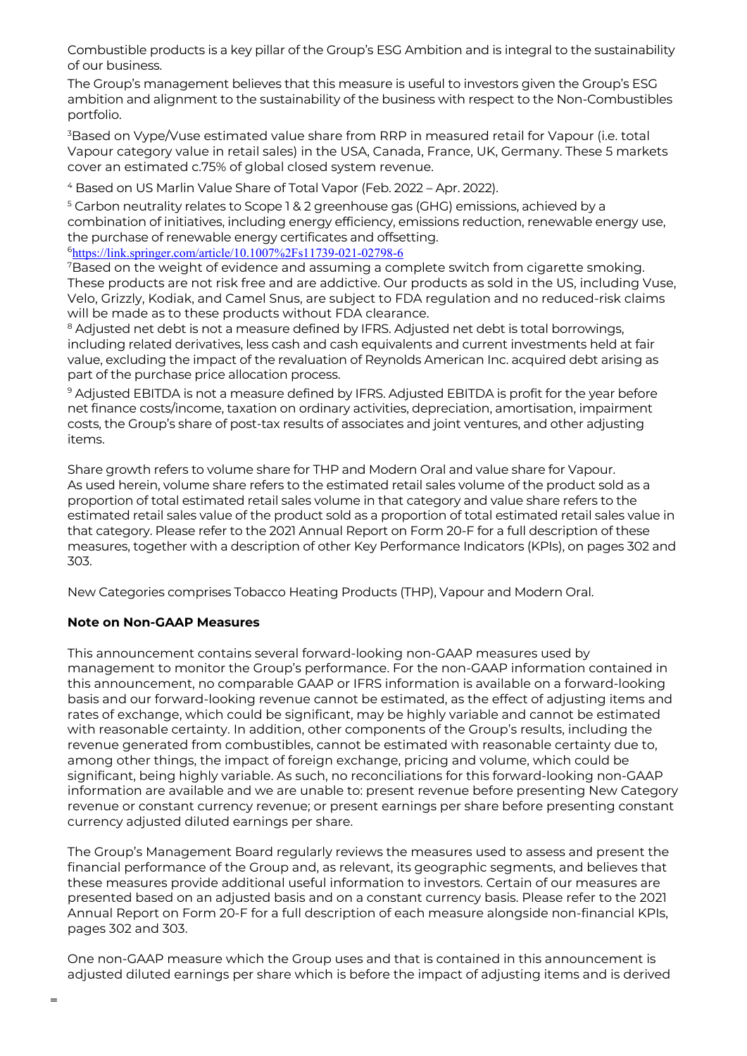Combustible products is a key pillar of the Group's ESG Ambition and is integral to the sustainability of our business.

The Group's management believes that this measure is useful to investors given the Group's ESG ambition and alignment to the sustainability of the business with respect to the Non-Combustibles portfolio.

[3]Based on Vype/Vuse estimated value share from RRP in measured retail for Vapour (i.e. total Vapour category value in retail sales) in the USA, Canada, France, UK, Germany. These 5 markets cover an estimated c.75% of global closed system revenue.

[4] Based on US Marlin Value Share of Total Vapor (Feb. 2022 – Apr. 2022).

[5] Carbon neutrality relates to Scope 1 & 2 greenhouse gas (GHG) emissions, achieved by a combination of initiatives, including energy efficiency, emissions reduction, renewable energy use, the purchase of renewable energy certificates and offsetting.

[6]https://link.springer.com/article/10.1007%2Fs11739-021-02798-6

[7]Based on the weight of evidence and assuming a complete switch from cigarette smoking. These products are not risk free and are addictive. Our products as sold in the US, including Vuse, Velo, Grizzly, Kodiak, and Camel Snus, are subject to FDA regulation and no reduced-risk claims will be made as to these products without FDA clearance.

[8] Adjusted net debt is not a measure defined by IFRS. Adjusted net debt is total borrowings, including related derivatives, less cash and cash equivalents and current investments held at fair value, excluding the impact of the revaluation of Reynolds American Inc. acquired debt arising as part of the purchase price allocation process.

[9] Adjusted EBITDA is not a measure defined by IFRS. Adjusted EBITDA is profit for the year before net finance costs/income, taxation on ordinary activities, depreciation, amortisation, impairment costs, the Group's share of post-tax results of associates and joint ventures, and other adjusting items.

Share growth refers to volume share for THP and Modern Oral and value share for Vapour. As used herein, volume share refers to the estimated retail sales volume of the product sold as a proportion of total estimated retail sales volume in that category and value share refers to the estimated retail sales value of the product sold as a proportion of total estimated retail sales value in that category. Please refer to the 2021 Annual Report on Form 20-F for a full description of these measures, together with a description of other Key Performance Indicators (KPIs), on pages 302 and 303.

New Categories comprises Tobacco Heating Products (THP), Vapour and Modern Oral.

**Note on Non-GAAP Measures**

This announcement contains several forward-looking non-GAAP measures used by management to monitor the Group's performance. For the non-GAAP information contained in this announcement, no comparable GAAP or IFRS information is available on a forward-looking basis and our forward-looking revenue cannot be estimated, as the effect of adjusting items and rates of exchange, which could be significant, may be highly variable and cannot be estimated with reasonable certainty. In addition, other components of the Group's results, including the revenue generated from combustibles, cannot be estimated with reasonable certainty due to, among other things, the impact of foreign exchange, pricing and volume, which could be significant, being highly variable. As such, no reconciliations for this forward-looking non-GAAP information are available and we are unable to: present revenue before presenting New Category revenue or constant currency revenue; or present earnings per share before presenting constant currency adjusted diluted earnings per share.

The Group's Management Board regularly reviews the measures used to assess and present the financial performance of the Group and, as relevant, its geographic segments, and believes that these measures provide additional useful information to investors. Certain of our measures are presented based on an adjusted basis and on a constant currency basis. Please refer to the 2021 Annual Report on Form 20-F for a full description of each measure alongside non-financial KPIs, pages 302 and 303.

One non-GAAP measure which the Group uses and that is contained in this announcement is adjusted diluted earnings per share which is before the impact of adjusting items and is derived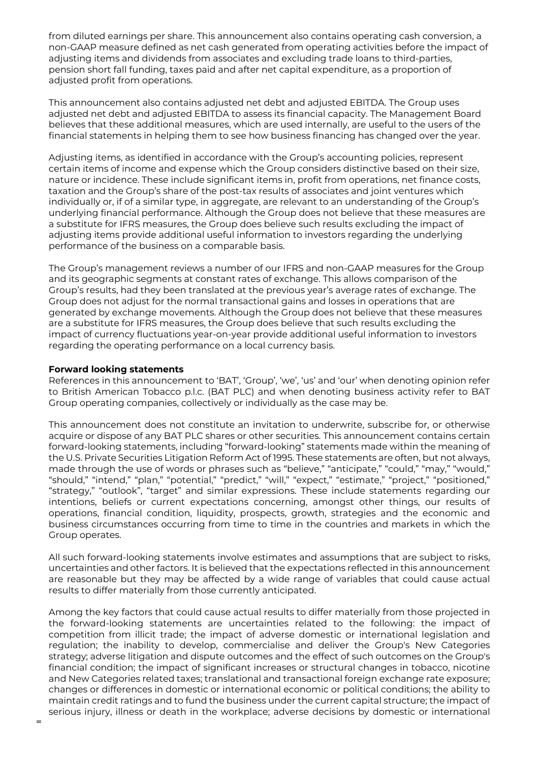from diluted earnings per share. This announcement also contains operating cash conversion, a non-GAAP measure defined as net cash generated from operating activities before the impact of adjusting items and dividends from associates and excluding trade loans to third-parties, pension short fall funding, taxes paid and after net capital expenditure, as a proportion of adjusted profit from operations.

This announcement also contains adjusted net debt and adjusted EBITDA. The Group uses adjusted net debt and adjusted EBITDA to assess its financial capacity. The Management Board believes that these additional measures, which are used internally, are useful to the users of the financial statements in helping them to see how business financing has changed over the year.

Adjusting items, as identified in accordance with the Group's accounting policies, represent certain items of income and expense which the Group considers distinctive based on their size, nature or incidence. These include significant items in, profit from operations, net finance costs, taxation and the Group's share of the post-tax results of associates and joint ventures which individually or, if of a similar type, in aggregate, are relevant to an understanding of the Group's underlying financial performance. Although the Group does not believe that these measures are a substitute for IFRS measures, the Group does believe such results excluding the impact of adjusting items provide additional useful information to investors regarding the underlying performance of the business on a comparable basis.

The Group's management reviews a number of our IFRS and non-GAAP measures for the Group and its geographic segments at constant rates of exchange. This allows comparison of the Group's results, had they been translated at the previous year's average rates of exchange. The Group does not adjust for the normal transactional gains and losses in operations that are generated by exchange movements. Although the Group does not believe that these measures are a substitute for IFRS measures, the Group does believe that such results excluding the impact of currency fluctuations year-on-year provide additional useful information to investors regarding the operating performance on a local currency basis.

**Forward looking statements**

References in this announcement to 'BAT', 'Group', 'we', 'us' and 'our' when denoting opinion refer to British American Tobacco p.l.c. (BAT PLC) and when denoting business activity refer to BAT Group operating companies, collectively or individually as the case may be.

This announcement does not constitute an invitation to underwrite, subscribe for, or otherwise acquire or dispose of any BAT PLC shares or other securities. This announcement contains certain forward-looking statements, including "forward-looking" statements made within the meaning of the U.S. Private Securities Litigation Reform Act of 1995. These statements are often, but not always, made through the use of words or phrases such as "believe," "anticipate," "could," "may," "would," "should," "intend," "plan," "potential," "predict," "will," "expect," "estimate," "project," "positioned," "strategy," "outlook", "target" and similar expressions. These include statements regarding our intentions, beliefs or current expectations concerning, amongst other things, our results of operations, financial condition, liquidity, prospects, growth, strategies and the economic and business circumstances occurring from time to time in the countries and markets in which the Group operates.

All such forward-looking statements involve estimates and assumptions that are subject to risks, uncertainties and other factors. It is believed that the expectations reflected in this announcement are reasonable but they may be affected by a wide range of variables that could cause actual results to differ materially from those currently anticipated.

Among the key factors that could cause actual results to differ materially from those projected in the forward-looking statements are uncertainties related to the following: the impact of competition from illicit trade; the impact of adverse domestic or international legislation and regulation; the inability to develop, commercialise and deliver the Group's New Categories strategy; adverse litigation and dispute outcomes and the effect of such outcomes on the Group's financial condition; the impact of significant increases or structural changes in tobacco, nicotine and New Categories related taxes; translational and transactional foreign exchange rate exposure; changes or differences in domestic or international economic or political conditions; the ability to maintain credit ratings and to fund the business under the current capital structure; the impact of serious injury, illness or death in the workplace; adverse decisions by domestic or international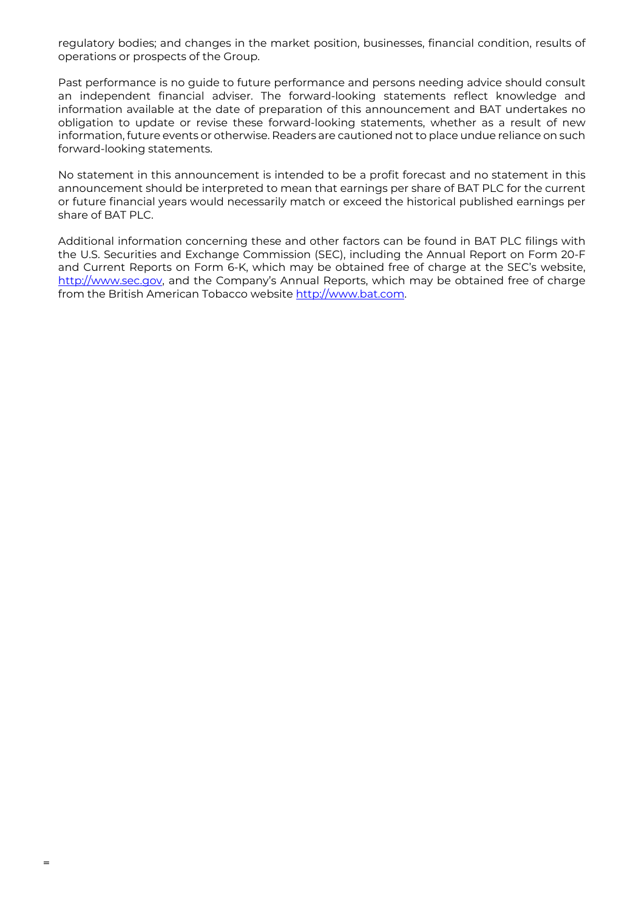regulatory bodies; and changes in the market position, businesses, financial condition, results of operations or prospects of the Group.

Past performance is no guide to future performance and persons needing advice should consult an independent financial adviser. The forward-looking statements reflect knowledge and information available at the date of preparation of this announcement and BAT undertakes no obligation to update or revise these forward-looking statements, whether as a result of new information, future events or otherwise. Readers are cautioned not to place undue reliance on such forward-looking statements.

No statement in this announcement is intended to be a profit forecast and no statement in this announcement should be interpreted to mean that earnings per share of BAT PLC for the current or future financial years would necessarily match or exceed the historical published earnings per share of BAT PLC.

Additional information concerning these and other factors can be found in BAT PLC filings with the U.S. Securities and Exchange Commission (SEC), including the Annual Report on Form 20-F and Current Reports on Form 6-K, which may be obtained free of charge at the SEC's website, http://www.sec.gov, and the Company's Annual Reports, which may be obtained free of charge from the British American Tobacco website http://www.bat.com.